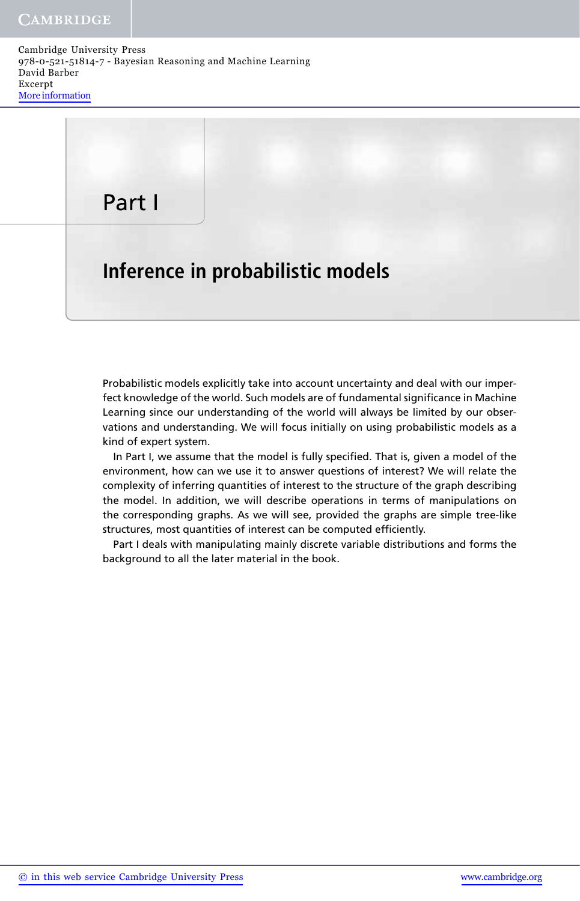# Part I

## Inference in probabilistic models

Probabilistic models explicitly take into account uncertainty and deal with our imperfect knowledge of the world. Such models are of fundamental significance in Machine Learning since our understanding of the world will always be limited by our observations and understanding. We will focus initially on using probabilistic models as a kind of expert system.

In Part I, we assume that the model is fully specified. That is, given a model of the environment, how can we use it to answer questions of interest? We will relate the complexity of inferring quantities of interest to the structure of the graph describing the model. In addition, we will describe operations in terms of manipulations on the corresponding graphs. As we will see, provided the graphs are simple tree-like structures, most quantities of interest can be computed efficiently.

Part I deals with manipulating mainly discrete variable distributions and forms the background to all the later material in the book.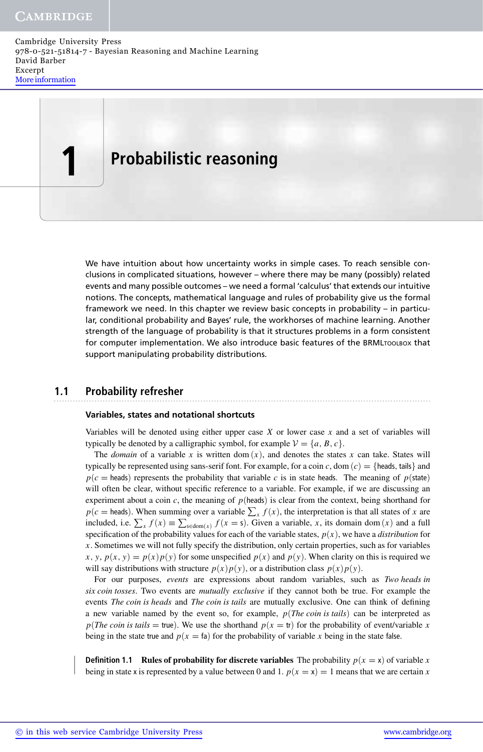# 1 Probabilistic reasoning

We have intuition about how uncertainty works in simple cases. To reach sensible conclusions in complicated situations, however – where there may be many (possibly) related events and many possible outcomes – we need a formal 'calculus' that extends our intuitive notions. The concepts, mathematical language and rules of probability give us the formal framework we need. In this chapter we review basic concepts in probability – in particular, conditional probability and Bayes' rule, the workhorses of machine learning. Another strength of the language of probability is that it structures problems in a form consistent for computer implementation. We also introduce basic features of the BRMLtoolbox that support manipulating probability distributions.

## 1.1 Probability refresher

### Variables, states and notational shortcuts

Variables will be denoted using either upper case $X$ or lower case $x$ and a set of variables will typically be denoted by a calligraphic symbol, for example $\mathcal{V} = \{a, B, c\}$.

The *domain* of a variable $x$ is written $\text{dom}(x)$, and denotes the states $x$ can take. States will typically be represented using sans-serif font. For example, for a coin $c$, $\text{dom}(c) = \{\mathsf{heads}, \mathsf{tails}\}$ and $p(c = \mathsf{heads})$ represents the probability that variable $c$ is in state heads. The meaning of $p(\mathsf{state})$ will often be clear, without specific reference to a variable. For example, if we are discussing an experiment about a coin $c$, the meaning of $p(\mathsf{heads})$ is clear from the context, being shorthand for $p(c = \mathsf{heads})$. When summing over a variable $\sum_x f(x)$, the interpretation is that all states of $x$ are included, i.e. $\sum_x f(x) \equiv \sum_{\mathsf{s} \in \text{dom}(x)} f(x = \mathsf{s})$. Given a variable, $x$, its domain $\text{dom}(x)$ and a full specification of the probability values for each of the variable states, $p(x)$, we have a *distribution* for $x$. Sometimes we will not fully specify the distribution, only certain properties, such as for variables $x, y$, $p(x, y) = p(x)p(y)$ for some unspecified $p(x)$ and $p(y)$. When clarity on this is required we will say distributions with structure $p(x)p(y)$, or a distribution class $p(x)p(y)$.

For our purposes, *events* are expressions about random variables, such as *Two heads in six coin tosses*. Two events are *mutually exclusive* if they cannot both be true. For example the events *The coin is heads* and *The coin is tails* are mutually exclusive. One can think of defining a new variable named by the event so, for example, $p(\textit{The coin is tails})$ can be interpreted as $p(\textit{The coin is tails} = \mathsf{true})$. We use the shorthand $p(x = \mathsf{tr})$ for the probability of event/variable $x$ being in the state true and $p(x = \mathsf{fa})$ for the probability of variable $x$ being in the state false.

**Definition 1.1 Rules of probability for discrete variables** The probability $p(x = \mathsf{x})$ of variable $x$ being in state $\mathsf{x}$ is represented by a value between 0 and 1. $p(x = \mathsf{x}) = 1$ means that we are certain $x$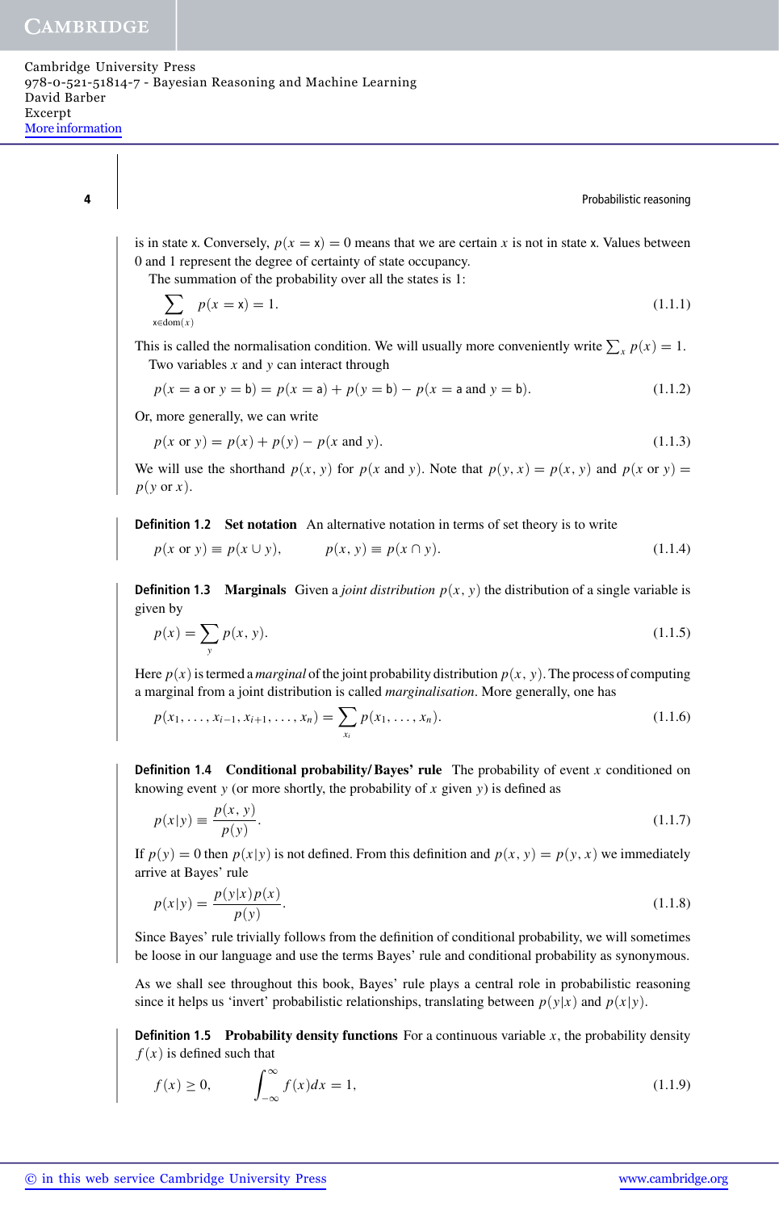is in state $\mathsf{x}$. Conversely, $p(x = \mathsf{x}) = 0$ means that we are certain $x$ is not in state $\mathsf{x}$. Values between 0 and 1 represent the degree of certainty of state occupancy.

The summation of the probability over all the states is 1:

$$\sum_{\mathsf{x} \in \mathrm{dom}(x)} p(x = \mathsf{x}) = 1. \tag{1.1.1}$$

This is called the normalisation condition. We will usually more conveniently write $\sum_x p(x) = 1$.

Two variables $x$ and $y$ can interact through

$$p(x = \mathsf{a} \text{ or } y = \mathsf{b}) = p(x = \mathsf{a}) + p(y = \mathsf{b}) - p(x = \mathsf{a} \text{ and } y = \mathsf{b}). \tag{1.1.2}$$

Or, more generally, we can write

$$p(x \text{ or } y) = p(x) + p(y) - p(x \text{ and } y). \tag{1.1.3}$$

We will use the shorthand $p(x, y)$ for $p(x \text{ and } y)$. Note that $p(y, x) = p(x, y)$ and $p(x \text{ or } y) = p(y \text{ or } x)$.

**Definition 1.2 Set notation** An alternative notation in terms of set theory is to write

$$p(x \text{ or } y) \equiv p(x \cup y), \qquad p(x, y) \equiv p(x \cap y). \tag{1.1.4}$$

**Definition 1.3 Marginals** Given a *joint distribution* $p(x, y)$ the distribution of a single variable is given by

$$p(x) = \sum_y p(x, y). \tag{1.1.5}$$

Here $p(x)$ is termed a *marginal* of the joint probability distribution $p(x, y)$. The process of computing a marginal from a joint distribution is called *marginalisation*. More generally, one has

$$p(x_1, \ldots, x_{i-1}, x_{i+1}, \ldots, x_n) = \sum_{x_i} p(x_1, \ldots, x_n). \tag{1.1.6}$$

**Definition 1.4 Conditional probability/ Bayes' rule** The probability of event $x$ conditioned on knowing event $y$ (or more shortly, the probability of $x$ given $y$) is defined as

$$p(x|y) \equiv \frac{p(x, y)}{p(y)}. \tag{1.1.7}$$

If $p(y) = 0$ then $p(x|y)$ is not defined. From this definition and $p(x, y) = p(y, x)$ we immediately arrive at Bayes' rule

$$p(x|y) = \frac{p(y|x)p(x)}{p(y)}. \tag{1.1.8}$$

Since Bayes' rule trivially follows from the definition of conditional probability, we will sometimes be loose in our language and use the terms Bayes' rule and conditional probability as synonymous.

As we shall see throughout this book, Bayes' rule plays a central role in probabilistic reasoning since it helps us 'invert' probabilistic relationships, translating between $p(y|x)$ and $p(x|y)$.

**Definition 1.5 Probability density functions** For a continuous variable $x$, the probability density $f(x)$ is defined such that

$$f(x) \geq 0, \qquad \int_{-\infty}^{\infty} f(x)dx = 1, \tag{1.1.9}$$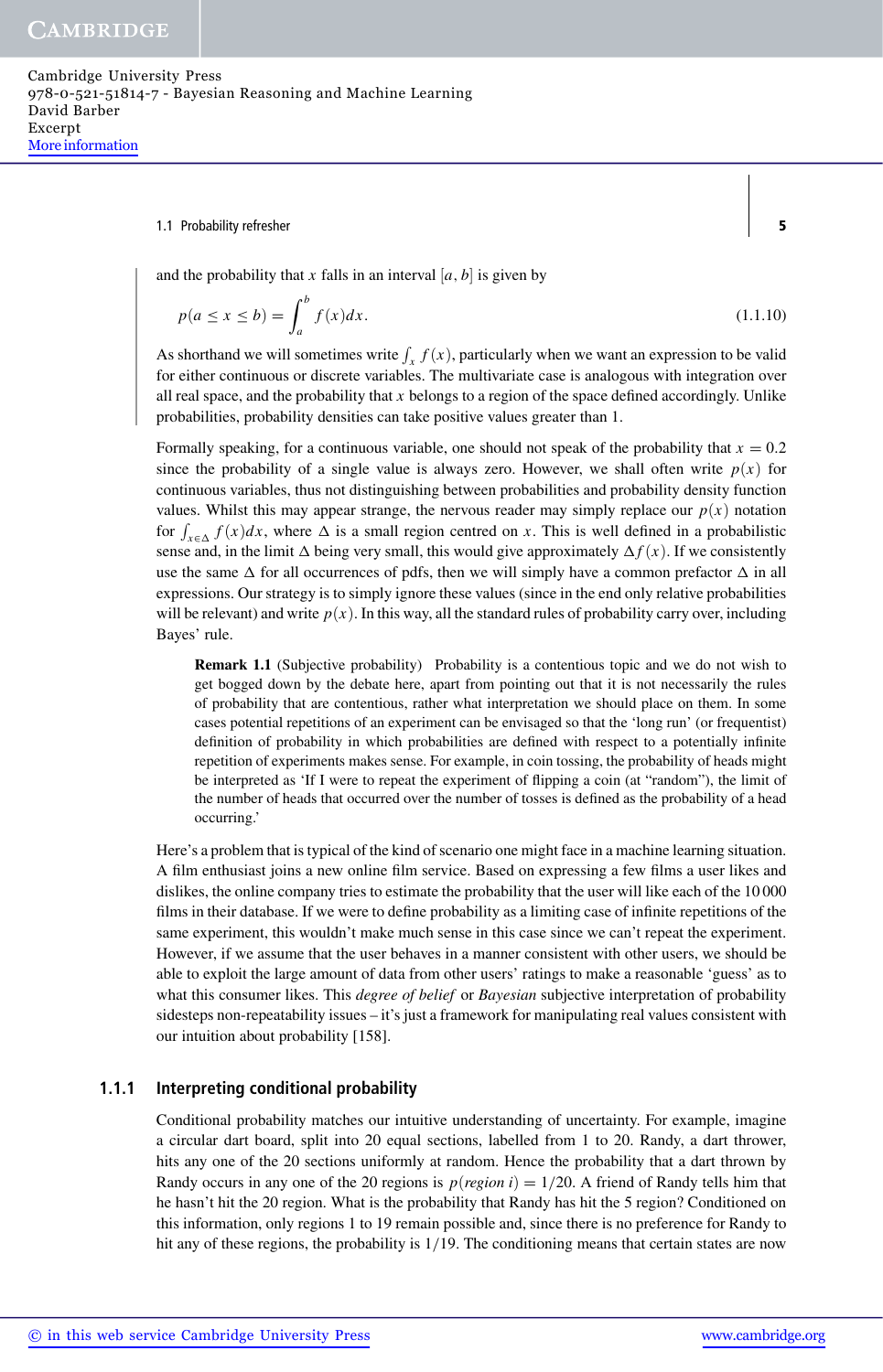and the probability that $x$ falls in an interval $[a, b]$ is given by

$$p(a \le x \le b) = \int_a^b f(x)dx. \tag{1.1.10}$$

As shorthand we will sometimes write $\int_x f(x)$, particularly when we want an expression to be valid for either continuous or discrete variables. The multivariate case is analogous with integration over all real space, and the probability that $x$ belongs to a region of the space defined accordingly. Unlike probabilities, probability densities can take positive values greater than 1.

Formally speaking, for a continuous variable, one should not speak of the probability that $x = 0.2$ since the probability of a single value is always zero. However, we shall often write $p(x)$ for continuous variables, thus not distinguishing between probabilities and probability density function values. Whilst this may appear strange, the nervous reader may simply replace our $p(x)$ notation for $\int_{x\in\Delta} f(x)dx$, where $\Delta$ is a small region centred on $x$. This is well defined in a probabilistic sense and, in the limit $\Delta$ being very small, this would give approximately $\Delta f(x)$. If we consistently use the same $\Delta$ for all occurrences of pdfs, then we will simply have a common prefactor $\Delta$ in all expressions. Our strategy is to simply ignore these values (since in the end only relative probabilities will be relevant) and write $p(x)$. In this way, all the standard rules of probability carry over, including Bayes' rule.

> **Remark 1.1** (Subjective probability) Probability is a contentious topic and we do not wish to get bogged down by the debate here, apart from pointing out that it is not necessarily the rules of probability that are contentious, rather what interpretation we should place on them. In some cases potential repetitions of an experiment can be envisaged so that the 'long run' (or frequentist) definition of probability in which probabilities are defined with respect to a potentially infinite repetition of experiments makes sense. For example, in coin tossing, the probability of heads might be interpreted as 'If I were to repeat the experiment of flipping a coin (at "random"), the limit of the number of heads that occurred over the number of tosses is defined as the probability of a head occurring.'

Here's a problem that is typical of the kind of scenario one might face in a machine learning situation. A film enthusiast joins a new online film service. Based on expressing a few films a user likes and dislikes, the online company tries to estimate the probability that the user will like each of the 10 000 films in their database. If we were to define probability as a limiting case of infinite repetitions of the same experiment, this wouldn't make much sense in this case since we can't repeat the experiment. However, if we assume that the user behaves in a manner consistent with other users, we should be able to exploit the large amount of data from other users' ratings to make a reasonable 'guess' as to what this consumer likes. This *degree of belief* or *Bayesian* subjective interpretation of probability sidesteps non-repeatability issues – it's just a framework for manipulating real values consistent with our intuition about probability [158].

### 1.1.1 Interpreting conditional probability

Conditional probability matches our intuitive understanding of uncertainty. For example, imagine a circular dart board, split into 20 equal sections, labelled from 1 to 20. Randy, a dart thrower, hits any one of the 20 sections uniformly at random. Hence the probability that a dart thrown by Randy occurs in any one of the 20 regions is $p(\textit{region } i) = 1/20$. A friend of Randy tells him that he hasn't hit the 20 region. What is the probability that Randy has hit the 5 region? Conditioned on this information, only regions 1 to 19 remain possible and, since there is no preference for Randy to hit any of these regions, the probability is $1/19$. The conditioning means that certain states are now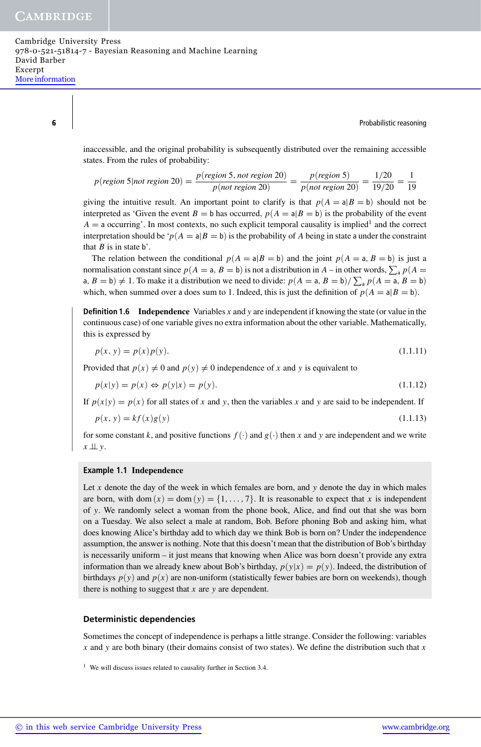inaccessible, and the original probability is subsequently distributed over the remaining accessible states. From the rules of probability:

$$p(\textit{region } 5|\textit{not region } 20) = \frac{p(\textit{region } 5, \textit{not region } 20)}{p(\textit{not region } 20)} = \frac{p(\textit{region } 5)}{p(\textit{not region } 20)} = \frac{1/20}{19/20} = \frac{1}{19}$$

giving the intuitive result. An important point to clarify is that $p(A = \mathsf{a}|B = \mathsf{b})$ should not be interpreted as 'Given the event $B = \mathsf{b}$ has occurred, $p(A = \mathsf{a}|B = \mathsf{b})$ is the probability of the event $A = \mathsf{a}$ occurring'. In most contexts, no such explicit temporal causality is implied[1] and the correct interpretation should be '$p(A = \mathsf{a}|B = \mathsf{b})$ is the probability of $A$ being in state $\mathsf{a}$ under the constraint that $B$ is in state $\mathsf{b}$'.

The relation between the conditional $p(A = \mathsf{a}|B = \mathsf{b})$ and the joint $p(A = \mathsf{a}, B = \mathsf{b})$ is just a normalisation constant since $p(A = \mathsf{a}, B = \mathsf{b})$ is not a distribution in $A$ – in other words, $\sum_{\mathsf{a}} p(A = \mathsf{a}, B = \mathsf{b}) \neq 1$. To make it a distribution we need to divide: $p(A = \mathsf{a}, B = \mathsf{b}) / \sum_{\mathsf{a}} p(A = \mathsf{a}, B = \mathsf{b})$ which, when summed over $\mathsf{a}$ does sum to 1. Indeed, this is just the definition of $p(A = \mathsf{a}|B = \mathsf{b})$.

**Definition 1.6 Independence** Variables $x$ and $y$ are independent if knowing the state (or value in the continuous case) of one variable gives no extra information about the other variable. Mathematically, this is expressed by

$$p(x, y) = p(x)p(y). \tag{1.1.11}$$

Provided that $p(x) \neq 0$ and $p(y) \neq 0$ independence of $x$ and $y$ is equivalent to

$$p(x|y) = p(x) \Leftrightarrow p(y|x) = p(y). \tag{1.1.12}$$

If $p(x|y) = p(x)$ for all states of $x$ and $y$, then the variables $x$ and $y$ are said to be independent. If

$$p(x, y) = kf(x)g(y) \tag{1.1.13}$$

for some constant $k$, and positive functions $f(\cdot)$ and $g(\cdot)$ then $x$ and $y$ are independent and we write $x \perp\!\!\!\perp y$.

**Example 1.1 Independence**

Let $x$ denote the day of the week in which females are born, and $y$ denote the day in which males are born, with $\text{dom}(x) = \text{dom}(y) = \{1, \ldots, 7\}$. It is reasonable to expect that $x$ is independent of $y$. We randomly select a woman from the phone book, Alice, and find out that she was born on a Tuesday. We also select a male at random, Bob. Before phoning Bob and asking him, what does knowing Alice's birthday add to which day we think Bob is born on? Under the independence assumption, the answer is nothing. Note that this doesn't mean that the distribution of Bob's birthday is necessarily uniform – it just means that knowing when Alice was born doesn't provide any extra information than we already knew about Bob's birthday, $p(y|x) = p(y)$. Indeed, the distribution of birthdays $p(y)$ and $p(x)$ are non-uniform (statistically fewer babies are born on weekends), though there is nothing to suggest that $x$ are $y$ are dependent.

### Deterministic dependencies

Sometimes the concept of independence is perhaps a little strange. Consider the following: variables $x$ and $y$ are both binary (their domains consist of two states). We define the distribution such that $x$

[1] We will discuss issues related to causality further in Section 3.4.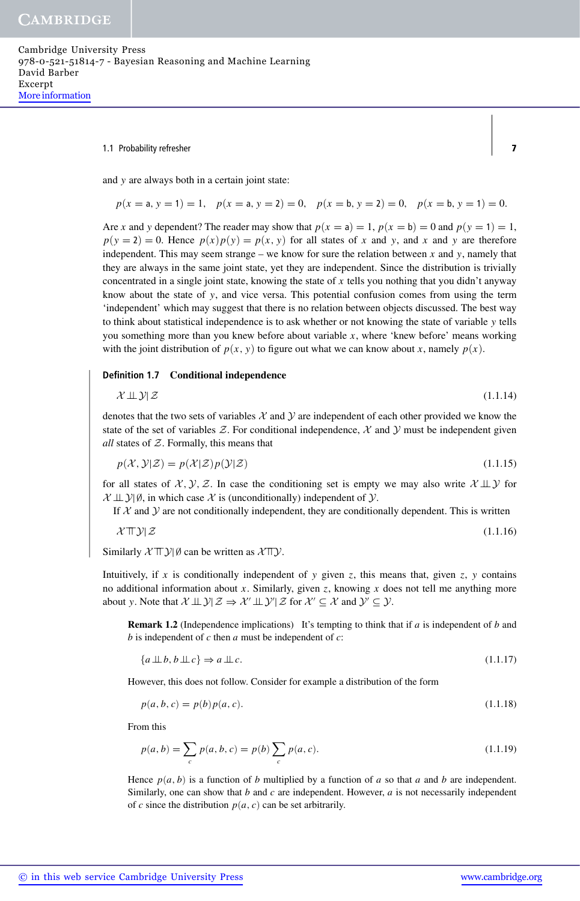and $y$ are always both in a certain joint state:

$$p(x = \mathsf{a}, y = 1) = 1, \quad p(x = \mathsf{a}, y = 2) = 0, \quad p(x = \mathsf{b}, y = 2) = 0, \quad p(x = \mathsf{b}, y = 1) = 0.$$

Are $x$ and $y$ dependent? The reader may show that $p(x = \mathsf{a}) = 1$, $p(x = \mathsf{b}) = 0$ and $p(y = 1) = 1$, $p(y = 2) = 0$. Hence $p(x)p(y) = p(x, y)$ for all states of $x$ and $y$, and $x$ and $y$ are therefore independent. This may seem strange – we know for sure the relation between $x$ and $y$, namely that they are always in the same joint state, yet they are independent. Since the distribution is trivially concentrated in a single joint state, knowing the state of $x$ tells you nothing that you didn't anyway know about the state of $y$, and vice versa. This potential confusion comes from using the term 'independent' which may suggest that there is no relation between objects discussed. The best way to think about statistical independence is to ask whether or not knowing the state of variable $y$ tells you something more than you knew before about variable $x$, where 'knew before' means working with the joint distribution of $p(x, y)$ to figure out what we can know about $x$, namely $p(x)$.

**Definition 1.7 Conditional independence**

$$\mathcal{X} \perp\!\!\!\perp \mathcal{Y} | \mathcal{Z} \tag{1.1.14}$$

denotes that the two sets of variables $\mathcal{X}$ and $\mathcal{Y}$ are independent of each other provided we know the state of the set of variables $\mathcal{Z}$. For conditional independence, $\mathcal{X}$ and $\mathcal{Y}$ must be independent given *all* states of $\mathcal{Z}$. Formally, this means that

$$p(\mathcal{X}, \mathcal{Y}|\mathcal{Z}) = p(\mathcal{X}|\mathcal{Z})p(\mathcal{Y}|\mathcal{Z}) \tag{1.1.15}$$

for all states of $\mathcal{X}, \mathcal{Y}, \mathcal{Z}$. In case the conditioning set is empty we may also write $\mathcal{X} \perp\!\!\!\perp \mathcal{Y}$ for $\mathcal{X} \perp\!\!\!\perp \mathcal{Y} | \emptyset$, in which case $\mathcal{X}$ is (unconditionally) independent of $\mathcal{Y}$.

If $\mathcal{X}$ and $\mathcal{Y}$ are not conditionally independent, they are conditionally dependent. This is written

$$\mathcal{X} \top\!\!\!\top \mathcal{Y} | \mathcal{Z} \tag{1.1.16}$$

Similarly $\mathcal{X} \top\!\!\!\top \mathcal{Y} | \emptyset$ can be written as $\mathcal{X} \top\!\!\!\top \mathcal{Y}$.

Intuitively, if $x$ is conditionally independent of $y$ given $z$, this means that, given $z$, $y$ contains no additional information about $x$. Similarly, given $z$, knowing $x$ does not tell me anything more about $y$. Note that $\mathcal{X} \perp\!\!\!\perp \mathcal{Y} | \mathcal{Z} \Rightarrow \mathcal{X}' \perp\!\!\!\perp \mathcal{Y}' | \mathcal{Z}$ for $\mathcal{X}' \subseteq \mathcal{X}$ and $\mathcal{Y}' \subseteq \mathcal{Y}$.

**Remark 1.2** (Independence implications) It's tempting to think that if $a$ is independent of $b$ and $b$ is independent of $c$ then $a$ must be independent of $c$:

$$\{a \perp\!\!\!\perp b, b \perp\!\!\!\perp c\} \Rightarrow a \perp\!\!\!\perp c. \tag{1.1.17}$$

However, this does not follow. Consider for example a distribution of the form

$$p(a, b, c) = p(b)p(a, c). \tag{1.1.18}$$

From this

$$p(a, b) = \sum_c p(a, b, c) = p(b) \sum_c p(a, c). \tag{1.1.19}$$

Hence $p(a, b)$ is a function of $b$ multiplied by a function of $a$ so that $a$ and $b$ are independent. Similarly, one can show that $b$ and $c$ are independent. However, $a$ is not necessarily independent of $c$ since the distribution $p(a, c)$ can be set arbitrarily.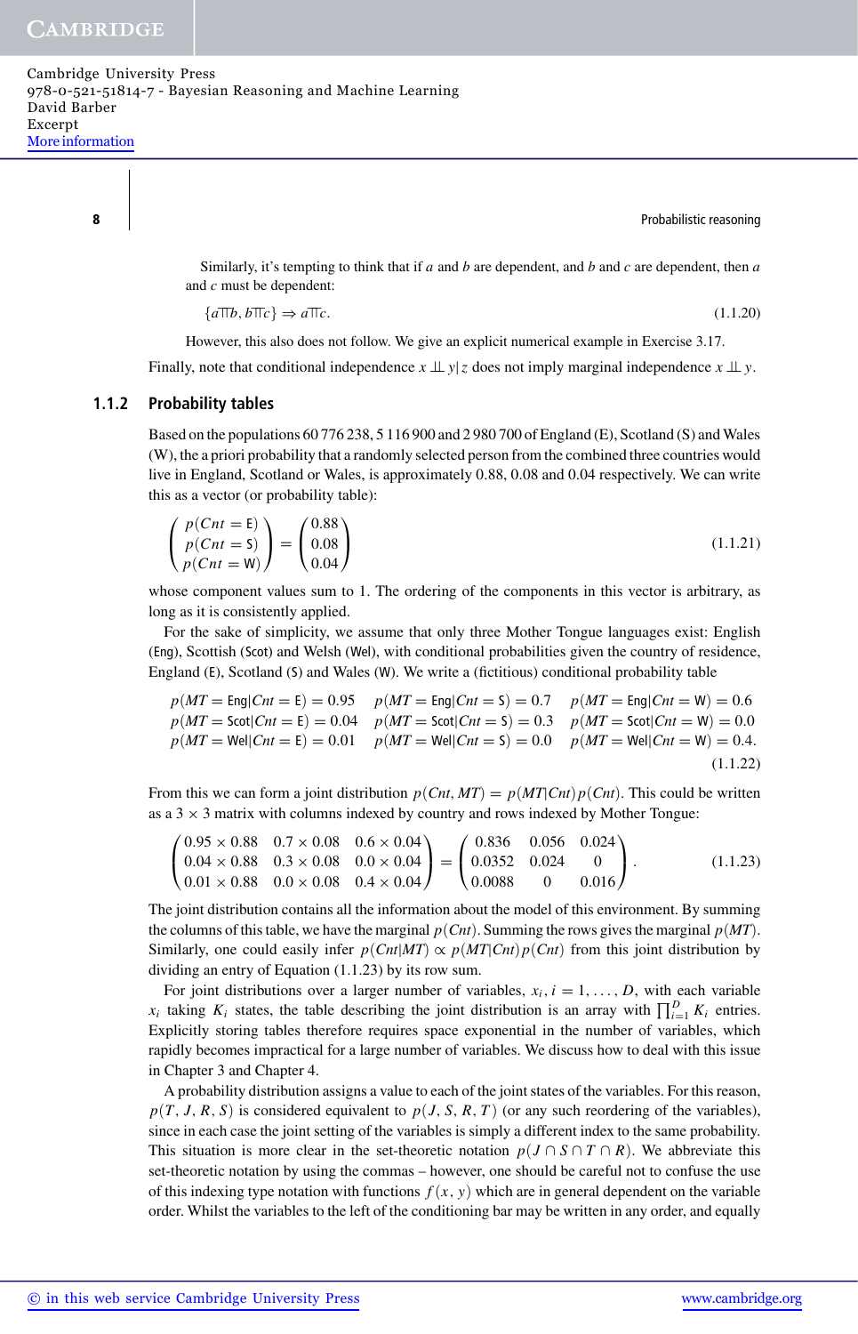Similarly, it's tempting to think that if $a$ and $b$ are dependent, and $b$ and $c$ are dependent, then $a$ and $c$ must be dependent:

$$\{a \top\!\!\!\top b, b \top\!\!\!\top c\} \Rightarrow a \top\!\!\!\top c. \tag{1.1.20}$$

However, this also does not follow. We give an explicit numerical example in Exercise 3.17.

Finally, note that conditional independence $x \perp\!\!\!\perp y \mid z$ does not imply marginal independence $x \perp\!\!\!\perp y$.

### 1.1.2 Probability tables

Based on the populations 60 776 238, 5 116 900 and 2 980 700 of England (E), Scotland (S) and Wales (W), the a priori probability that a randomly selected person from the combined three countries would live in England, Scotland or Wales, is approximately 0.88, 0.08 and 0.04 respectively. We can write this as a vector (or probability table):

$$\begin{pmatrix} p(Cnt = \mathsf{E}) \\ p(Cnt = \mathsf{S}) \\ p(Cnt = \mathsf{W}) \end{pmatrix} = \begin{pmatrix} 0.88 \\ 0.08 \\ 0.04 \end{pmatrix} \tag{1.1.21}$$

whose component values sum to 1. The ordering of the components in this vector is arbitrary, as long as it is consistently applied.

For the sake of simplicity, we assume that only three Mother Tongue languages exist: English (Eng), Scottish (Scot) and Welsh (Wel), with conditional probabilities given the country of residence, England (E), Scotland (S) and Wales (W). We write a (fictitious) conditional probability table

$$\begin{array}{lll} p(MT = \mathsf{Eng}|Cnt = \mathsf{E}) = 0.95 & p(MT = \mathsf{Eng}|Cnt = \mathsf{S}) = 0.7 & p(MT = \mathsf{Eng}|Cnt = \mathsf{W}) = 0.6 \\ p(MT = \mathsf{Scot}|Cnt = \mathsf{E}) = 0.04 & p(MT = \mathsf{Scot}|Cnt = \mathsf{S}) = 0.3 & p(MT = \mathsf{Scot}|Cnt = \mathsf{W}) = 0.0 \\ p(MT = \mathsf{Wel}|Cnt = \mathsf{E}) = 0.01 & p(MT = \mathsf{Wel}|Cnt = \mathsf{S}) = 0.0 & p(MT = \mathsf{Wel}|Cnt = \mathsf{W}) = 0.4. \end{array} \tag{1.1.22}$$

From this we can form a joint distribution $p(Cnt, MT) = p(MT|Cnt)p(Cnt)$. This could be written as a $3 \times 3$ matrix with columns indexed by country and rows indexed by Mother Tongue:

$$\begin{pmatrix} 0.95 \times 0.88 & 0.7 \times 0.08 & 0.6 \times 0.04 \\ 0.04 \times 0.88 & 0.3 \times 0.08 & 0.0 \times 0.04 \\ 0.01 \times 0.88 & 0.0 \times 0.08 & 0.4 \times 0.04 \end{pmatrix} = \begin{pmatrix} 0.836 & 0.056 & 0.024 \\ 0.0352 & 0.024 & 0 \\ 0.0088 & 0 & 0.016 \end{pmatrix}. \tag{1.1.23}$$

The joint distribution contains all the information about the model of this environment. By summing the columns of this table, we have the marginal $p(Cnt)$. Summing the rows gives the marginal $p(MT)$. Similarly, one could easily infer $p(Cnt|MT) \propto p(MT|Cnt)p(Cnt)$ from this joint distribution by dividing an entry of Equation (1.1.23) by its row sum.

For joint distributions over a larger number of variables, $x_i, i = 1, \ldots, D$, with each variable $x_i$ taking $K_i$ states, the table describing the joint distribution is an array with $\prod_{i=1}^{D} K_i$ entries. Explicitly storing tables therefore requires space exponential in the number of variables, which rapidly becomes impractical for a large number of variables. We discuss how to deal with this issue in Chapter 3 and Chapter 4.

A probability distribution assigns a value to each of the joint states of the variables. For this reason, $p(T, J, R, S)$ is considered equivalent to $p(J, S, R, T)$ (or any such reordering of the variables), since in each case the joint setting of the variables is simply a different index to the same probability. This situation is more clear in the set-theoretic notation $p(J \cap S \cap T \cap R)$. We abbreviate this set-theoretic notation by using the commas – however, one should be careful not to confuse the use of this indexing type notation with functions $f(x, y)$ which are in general dependent on the variable order. Whilst the variables to the left of the conditioning bar may be written in any order, and equally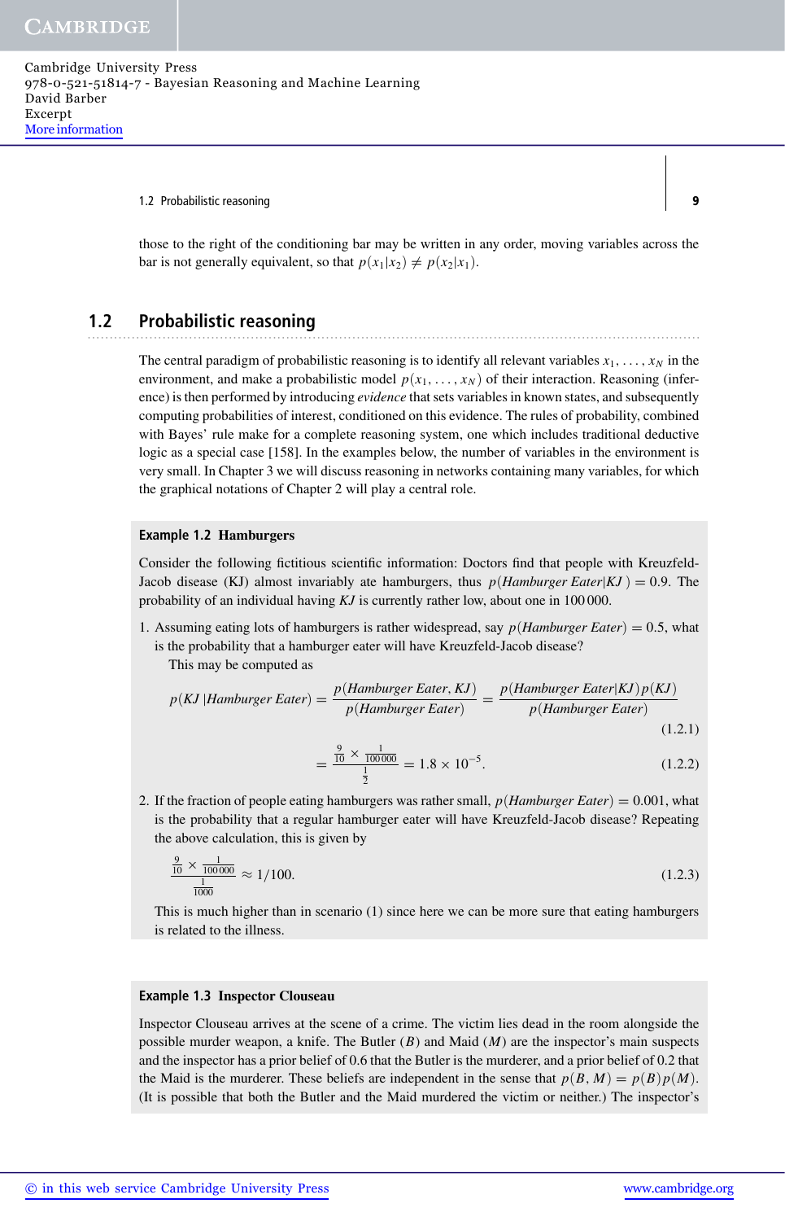those to the right of the conditioning bar may be written in any order, moving variables across the bar is not generally equivalent, so that $p(x_1|x_2) \neq p(x_2|x_1)$.

## 1.2 Probabilistic reasoning

The central paradigm of probabilistic reasoning is to identify all relevant variables $x_1, \ldots, x_N$ in the environment, and make a probabilistic model $p(x_1, \ldots, x_N)$ of their interaction. Reasoning (inference) is then performed by introducing *evidence* that sets variables in known states, and subsequently computing probabilities of interest, conditioned on this evidence. The rules of probability, combined with Bayes' rule make for a complete reasoning system, one which includes traditional deductive logic as a special case [158]. In the examples below, the number of variables in the environment is very small. In Chapter 3 we will discuss reasoning in networks containing many variables, for which the graphical notations of Chapter 2 will play a central role.

**Example 1.2 Hamburgers**

Consider the following fictitious scientific information: Doctors find that people with Kreuzfeld-Jacob disease (KJ) almost invariably ate hamburgers, thus $p(\textit{Hamburger Eater}|KJ) = 0.9$. The probability of an individual having *KJ* is currently rather low, about one in 100 000.

1. Assuming eating lots of hamburgers is rather widespread, say $p(\textit{Hamburger Eater}) = 0.5$, what is the probability that a hamburger eater will have Kreuzfeld-Jacob disease?

   This may be computed as

$$p(KJ\,|\textit{Hamburger Eater}) = \frac{p(\textit{Hamburger Eater}, KJ)}{p(\textit{Hamburger Eater})} = \frac{p(\textit{Hamburger Eater}|KJ)\,p(KJ)}{p(\textit{Hamburger Eater})} \tag{1.2.1}$$

$$= \frac{\frac{9}{10} \times \frac{1}{100\,000}}{\frac{1}{2}} = 1.8 \times 10^{-5}. \tag{1.2.2}$$

2. If the fraction of people eating hamburgers was rather small, $p(\textit{Hamburger Eater}) = 0.001$, what is the probability that a regular hamburger eater will have Kreuzfeld-Jacob disease? Repeating the above calculation, this is given by

$$\frac{\frac{9}{10} \times \frac{1}{100\,000}}{\frac{1}{1000}} \approx 1/100. \tag{1.2.3}$$

   This is much higher than in scenario (1) since here we can be more sure that eating hamburgers is related to the illness.

**Example 1.3 Inspector Clouseau**

Inspector Clouseau arrives at the scene of a crime. The victim lies dead in the room alongside the possible murder weapon, a knife. The Butler ($B$) and Maid ($M$) are the inspector's main suspects and the inspector has a prior belief of 0.6 that the Butler is the murderer, and a prior belief of 0.2 that the Maid is the murderer. These beliefs are independent in the sense that $p(B, M) = p(B)p(M)$. (It is possible that both the Butler and the Maid murdered the victim or neither.) The inspector's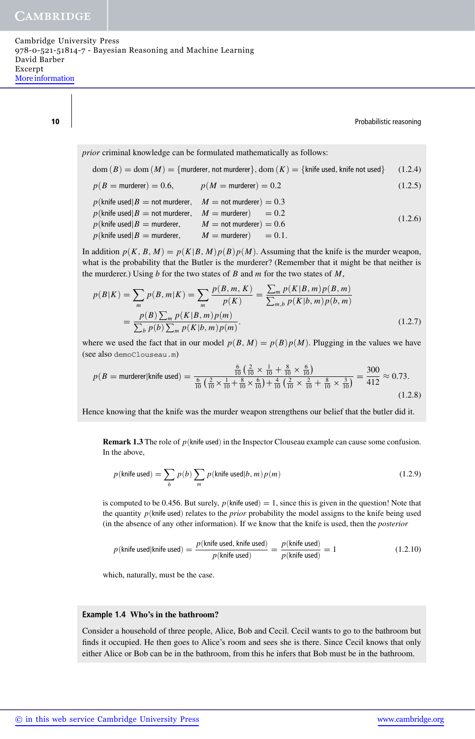*prior* criminal knowledge can be formulated mathematically as follows:

$$\text{dom}(B) = \text{dom}(M) = \{\text{murderer, not murderer}\}, \text{dom}(K) = \{\text{knife used, knife not used}\} \tag{1.2.4}$$

$$p(B = \text{murderer}) = 0.6, \qquad p(M = \text{murderer}) = 0.2 \tag{1.2.5}$$

$$\begin{aligned}
&p(\text{knife used}|B = \text{not murderer}, &M = \text{not murderer}) &= 0.3\\
&p(\text{knife used}|B = \text{not murderer}, &M = \text{murderer}) &= 0.2\\
&p(\text{knife used}|B = \text{murderer}, &M = \text{not murderer}) &= 0.6\\
&p(\text{knife used}|B = \text{murderer}, &M = \text{murderer}) &= 0.1.
\end{aligned} \tag{1.2.6}$$

In addition $p(K, B, M) = p(K|B, M)p(B)p(M)$. Assuming that the knife is the murder weapon, what is the probability that the Butler is the murderer? (Remember that it might be that neither is the murderer.) Using $b$ for the two states of $B$ and $m$ for the two states of $M$,

$$p(B|K) = \sum_m p(B, m|K) = \sum_m \frac{p(B, m, K)}{p(K)} = \frac{\sum_m p(K|B, m)p(B, m)}{\sum_{m,b} p(K|b, m)p(b, m)}$$
$$= \frac{p(B)\sum_m p(K|B, m)p(m)}{\sum_b p(b)\sum_m p(K|b, m)p(m)}. \tag{1.2.7}$$

where we used the fact that in our model $p(B, M) = p(B)p(M)$. Plugging in the values we have (see also demoClouseau.m)

$$p(B = \text{murderer}|\text{knife used}) = \frac{\frac{6}{10}\left(\frac{2}{10} \times \frac{1}{10} + \frac{8}{10} \times \frac{6}{10}\right)}{\frac{6}{10}\left(\frac{2}{10} \times \frac{1}{10} + \frac{8}{10} \times \frac{6}{10}\right) + \frac{4}{10}\left(\frac{2}{10} \times \frac{2}{10} + \frac{8}{10} \times \frac{3}{10}\right)} = \frac{300}{412} \approx 0.73. \tag{1.2.8}$$

Hence knowing that the knife was the murder weapon strengthens our belief that the butler did it.

**Remark 1.3** The role of $p(\text{knife used})$ in the Inspector Clouseau example can cause some confusion. In the above,

$$p(\text{knife used}) = \sum_b p(b) \sum_m p(\text{knife used}|b, m)p(m) \tag{1.2.9}$$

is computed to be 0.456. But surely, $p(\text{knife used}) = 1$, since this is given in the question! Note that the quantity $p(\text{knife used})$ relates to the *prior* probability the model assigns to the knife being used (in the absence of any other information). If we know that the knife is used, then the *posterior*

$$p(\text{knife used}|\text{knife used}) = \frac{p(\text{knife used, knife used})}{p(\text{knife used})} = \frac{p(\text{knife used})}{p(\text{knife used})} = 1 \tag{1.2.10}$$

which, naturally, must be the case.

**Example 1.4 Who's in the bathroom?**

Consider a household of three people, Alice, Bob and Cecil. Cecil wants to go to the bathroom but finds it occupied. He then goes to Alice's room and sees she is there. Since Cecil knows that only either Alice or Bob can be in the bathroom, from this he infers that Bob must be in the bathroom.